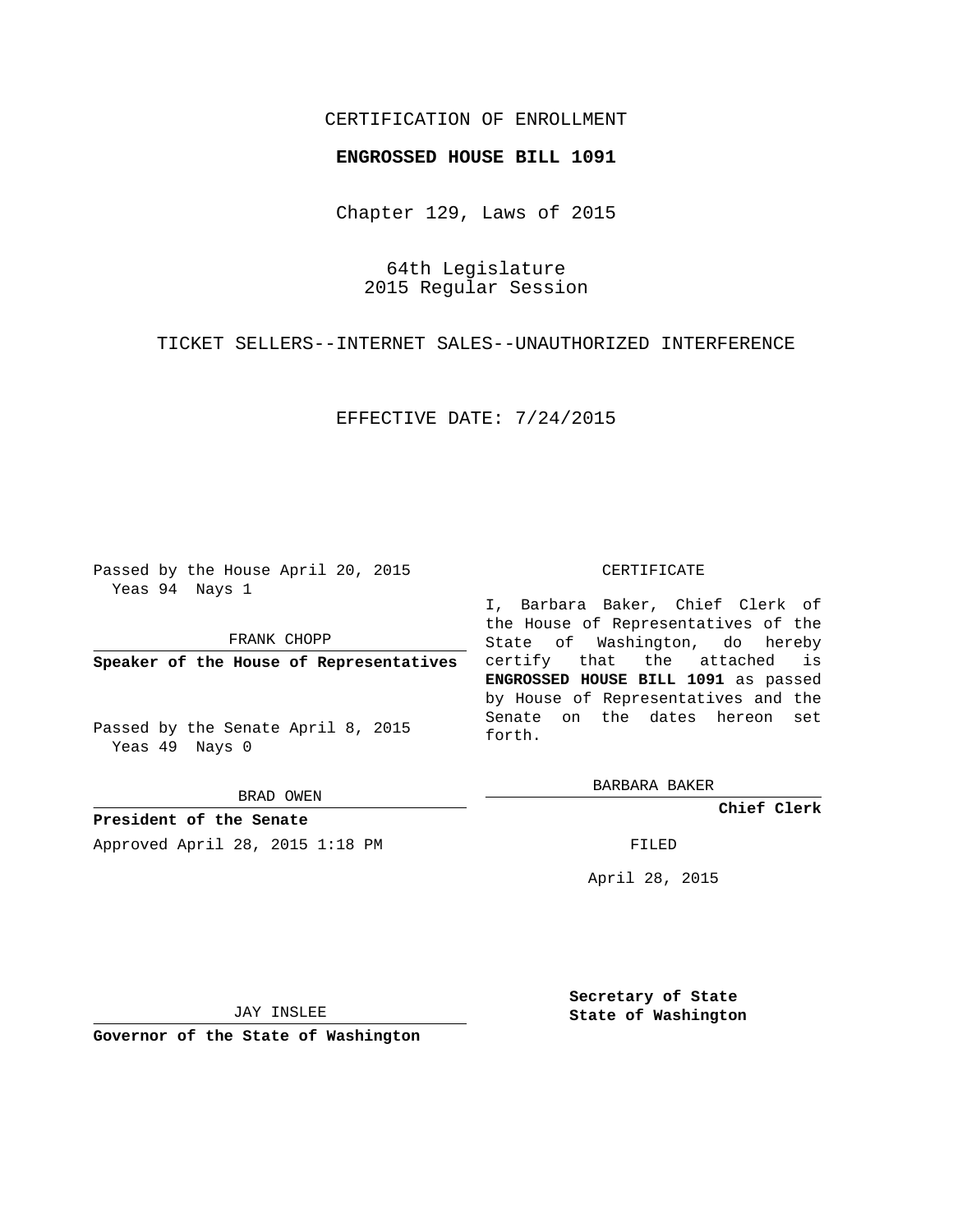CERTIFICATION OF ENROLLMENT

**ENGROSSED HOUSE BILL 1091**

Chapter 129, Laws of 2015

64th Legislature
2015 Regular Session

TICKET SELLERS--INTERNET SALES--UNAUTHORIZED INTERFERENCE

EFFECTIVE DATE: 7/24/2015

Passed by the House April 20, 2015
Yeas 94 Nays 1

FRANK CHOPP

**Speaker of the House of Representatives**

Passed by the Senate April 8, 2015
Yeas 49 Nays 0

BRAD OWEN

**President of the Senate**

Approved April 28, 2015 1:18 PM

JAY INSLEE

**Governor of the State of Washington**

CERTIFICATE

I, Barbara Baker, Chief Clerk of the House of Representatives of the State of Washington, do hereby certify that the attached is **ENGROSSED HOUSE BILL 1091** as passed by House of Representatives and the Senate on the dates hereon set forth.

BARBARA BAKER

**Chief Clerk**

FILED

April 28, 2015

**Secretary of State**
**State of Washington**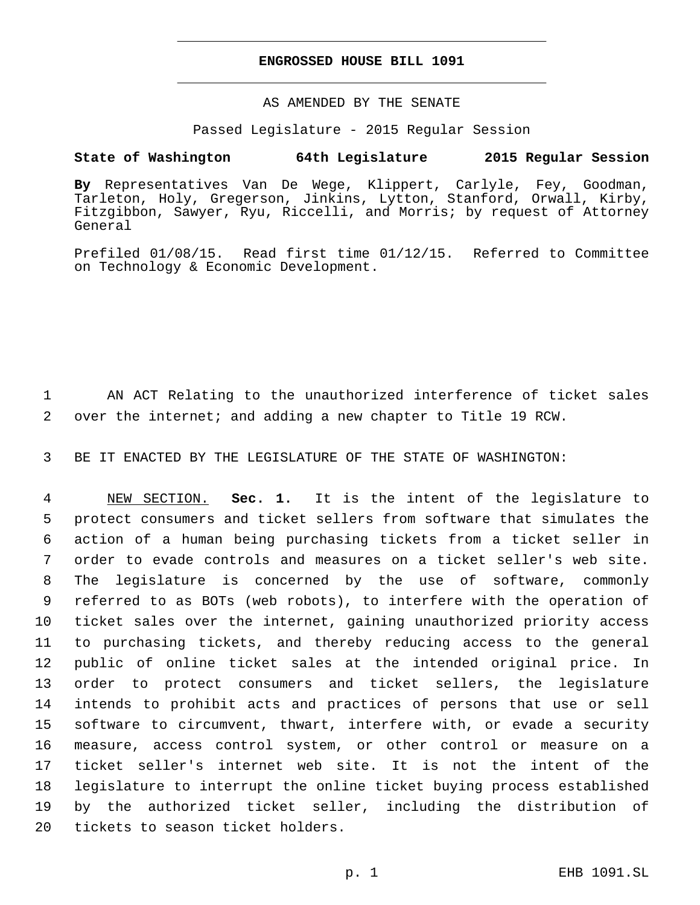# ENGROSSED HOUSE BILL 1091

AS AMENDED BY THE SENATE

Passed Legislature - 2015 Regular Session

**State of Washington 64th Legislature 2015 Regular Session**

**By** Representatives Van De Wege, Klippert, Carlyle, Fey, Goodman, Tarleton, Holy, Gregerson, Jinkins, Lytton, Stanford, Orwall, Kirby, Fitzgibbon, Sawyer, Ryu, Riccelli, and Morris; by request of Attorney General

Prefiled 01/08/15. Read first time 01/12/15. Referred to Committee on Technology & Economic Development.

1 AN ACT Relating to the unauthorized interference of ticket sales
2 over the internet; and adding a new chapter to Title 19 RCW.

3 BE IT ENACTED BY THE LEGISLATURE OF THE STATE OF WASHINGTON:

4 NEW SECTION. **Sec. 1.** It is the intent of the legislature to
5 protect consumers and ticket sellers from software that simulates the
6 action of a human being purchasing tickets from a ticket seller in
7 order to evade controls and measures on a ticket seller's web site.
8 The legislature is concerned by the use of software, commonly
9 referred to as BOTs (web robots), to interfere with the operation of
10 ticket sales over the internet, gaining unauthorized priority access
11 to purchasing tickets, and thereby reducing access to the general
12 public of online ticket sales at the intended original price. In
13 order to protect consumers and ticket sellers, the legislature
14 intends to prohibit acts and practices of persons that use or sell
15 software to circumvent, thwart, interfere with, or evade a security
16 measure, access control system, or other control or measure on a
17 ticket seller's internet web site. It is not the intent of the
18 legislature to interrupt the online ticket buying process established
19 by the authorized ticket seller, including the distribution of
20 tickets to season ticket holders.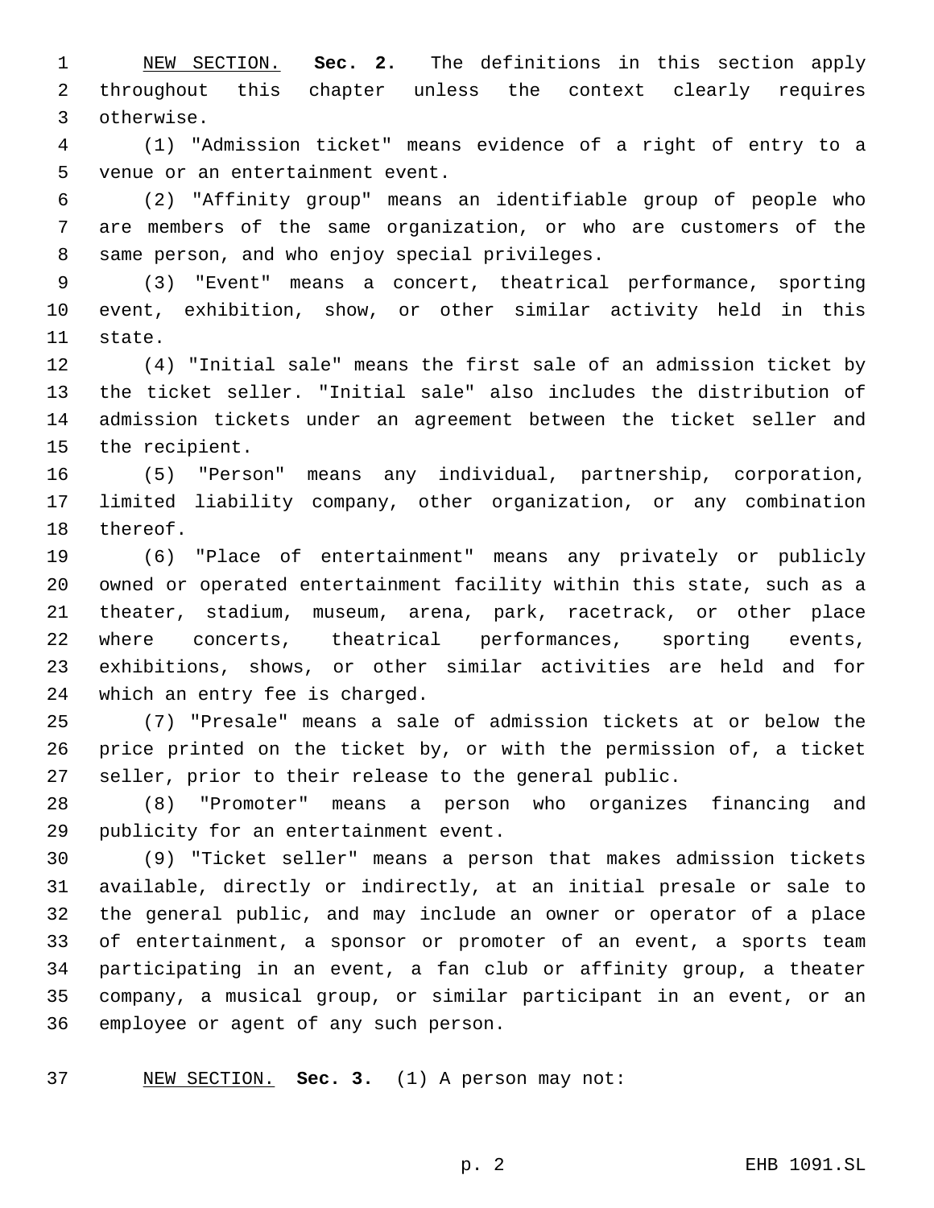NEW SECTION. **Sec. 2.** The definitions in this section apply throughout this chapter unless the context clearly requires otherwise.

(1) "Admission ticket" means evidence of a right of entry to a venue or an entertainment event.

(2) "Affinity group" means an identifiable group of people who are members of the same organization, or who are customers of the same person, and who enjoy special privileges.

(3) "Event" means a concert, theatrical performance, sporting event, exhibition, show, or other similar activity held in this state.

(4) "Initial sale" means the first sale of an admission ticket by the ticket seller. "Initial sale" also includes the distribution of admission tickets under an agreement between the ticket seller and the recipient.

(5) "Person" means any individual, partnership, corporation, limited liability company, other organization, or any combination thereof.

(6) "Place of entertainment" means any privately or publicly owned or operated entertainment facility within this state, such as a theater, stadium, museum, arena, park, racetrack, or other place where concerts, theatrical performances, sporting events, exhibitions, shows, or other similar activities are held and for which an entry fee is charged.

(7) "Presale" means a sale of admission tickets at or below the price printed on the ticket by, or with the permission of, a ticket seller, prior to their release to the general public.

(8) "Promoter" means a person who organizes financing and publicity for an entertainment event.

(9) "Ticket seller" means a person that makes admission tickets available, directly or indirectly, at an initial presale or sale to the general public, and may include an owner or operator of a place of entertainment, a sponsor or promoter of an event, a sports team participating in an event, a fan club or affinity group, a theater company, a musical group, or similar participant in an event, or an employee or agent of any such person.

NEW SECTION. **Sec. 3.** (1) A person may not: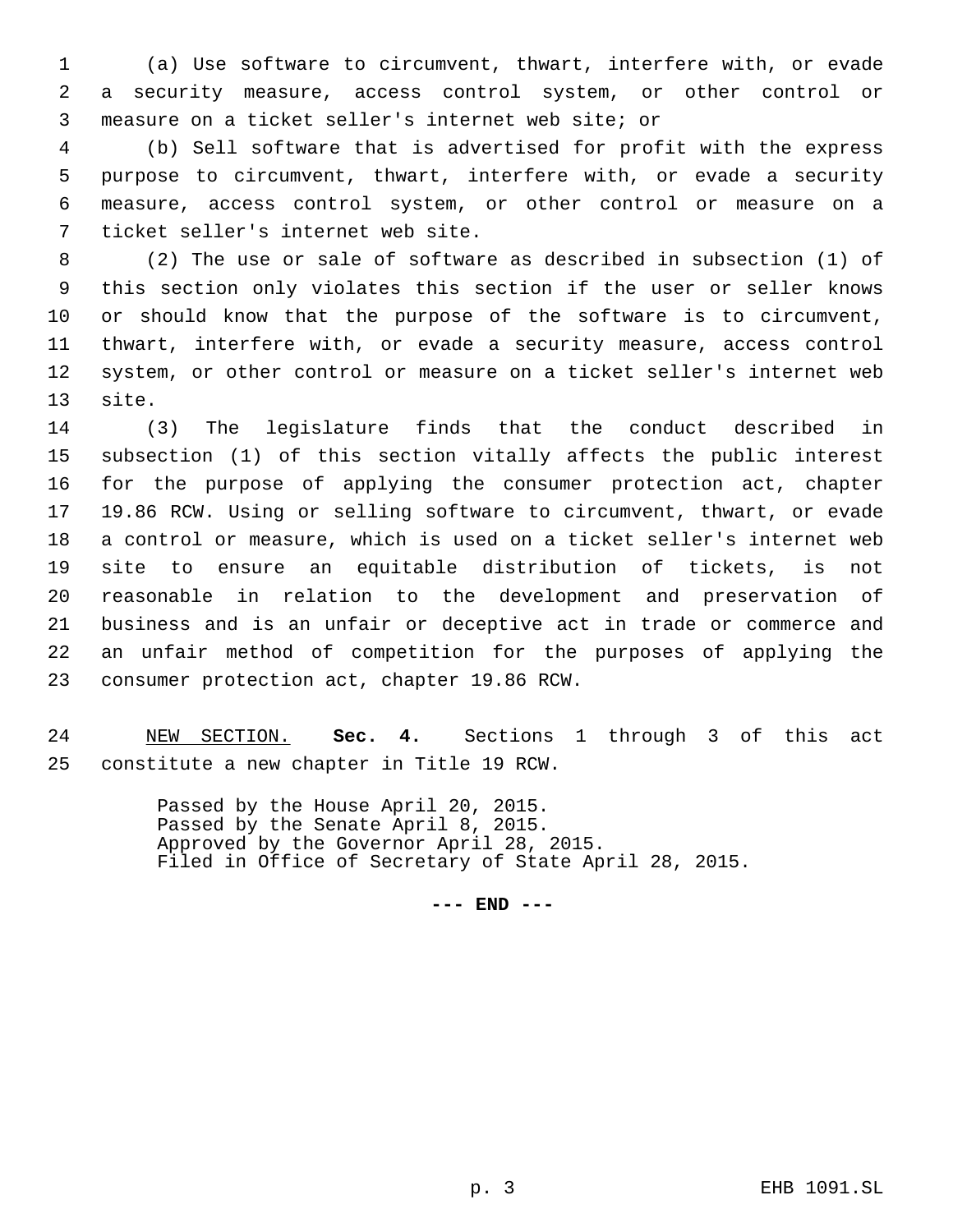(a) Use software to circumvent, thwart, interfere with, or evade a security measure, access control system, or other control or measure on a ticket seller's internet web site; or

(b) Sell software that is advertised for profit with the express purpose to circumvent, thwart, interfere with, or evade a security measure, access control system, or other control or measure on a ticket seller's internet web site.

(2) The use or sale of software as described in subsection (1) of this section only violates this section if the user or seller knows or should know that the purpose of the software is to circumvent, thwart, interfere with, or evade a security measure, access control system, or other control or measure on a ticket seller's internet web site.

(3) The legislature finds that the conduct described in subsection (1) of this section vitally affects the public interest for the purpose of applying the consumer protection act, chapter 19.86 RCW. Using or selling software to circumvent, thwart, or evade a control or measure, which is used on a ticket seller's internet web site to ensure an equitable distribution of tickets, is not reasonable in relation to the development and preservation of business and is an unfair or deceptive act in trade or commerce and an unfair method of competition for the purposes of applying the consumer protection act, chapter 19.86 RCW.

NEW SECTION. **Sec. 4.** Sections 1 through 3 of this act constitute a new chapter in Title 19 RCW.

Passed by the House April 20, 2015.
Passed by the Senate April 8, 2015.
Approved by the Governor April 28, 2015.
Filed in Office of Secretary of State April 28, 2015.

**--- END ---**